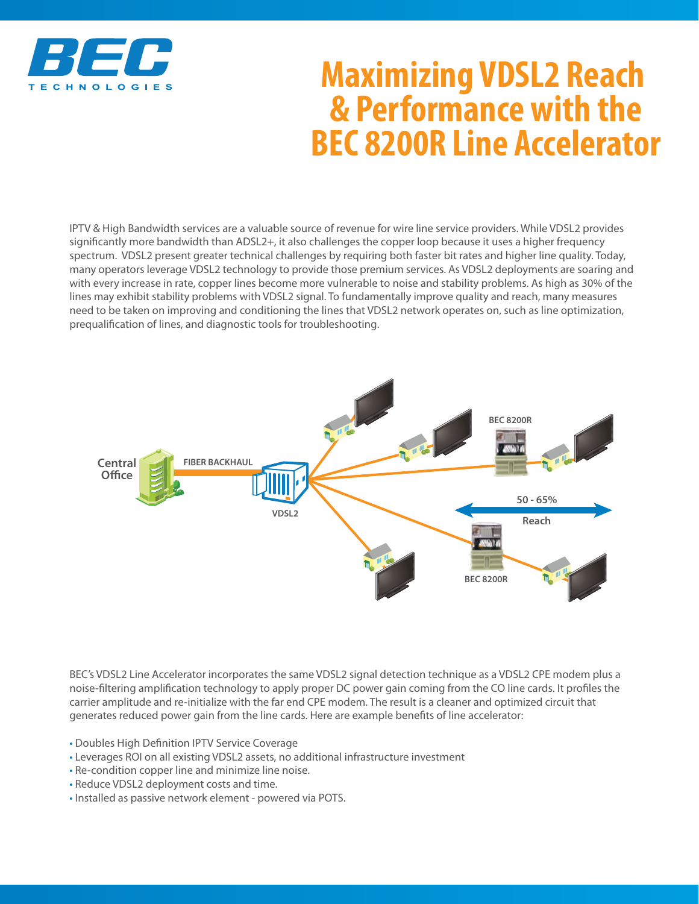BEC TECHNOLOGIES

# Maximizing VDSL2 Reach & Performance with the BEC 8200R Line Accelerator

IPTV & High Bandwidth services are a valuable source of revenue for wire line service providers. While VDSL2 provides significantly more bandwidth than ADSL2+, it also challenges the copper loop because it uses a higher frequency spectrum. VDSL2 present greater technical challenges by requiring both faster bit rates and higher line quality. Today, many operators leverage VDSL2 technology to provide those premium services. As VDSL2 deployments are soaring and with every increase in rate, copper lines become more vulnerable to noise and stability problems. As high as 30% of the lines may exhibit stability problems with VDSL2 signal. To fundamentally improve quality and reach, many measures need to be taken on improving and conditioning the lines that VDSL2 network operates on, such as line optimization, prequalification of lines, and diagnostic tools for troubleshooting.

Central Office — FIBER BACKHAUL — VDSL2 — BEC 8200R — 50 - 65% Reach — BEC 8200R

BEC's VDSL2 Line Accelerator incorporates the same VDSL2 signal detection technique as a VDSL2 CPE modem plus a noise-filtering amplification technology to apply proper DC power gain coming from the CO line cards. It profiles the carrier amplitude and re-initialize with the far end CPE modem. The result is a cleaner and optimized circuit that generates reduced power gain from the line cards. Here are example benefits of line accelerator:

- Doubles High Definition IPTV Service Coverage
- Leverages ROI on all existing VDSL2 assets, no additional infrastructure investment
- Re-condition copper line and minimize line noise.
- Reduce VDSL2 deployment costs and time.
- Installed as passive network element - powered via POTS.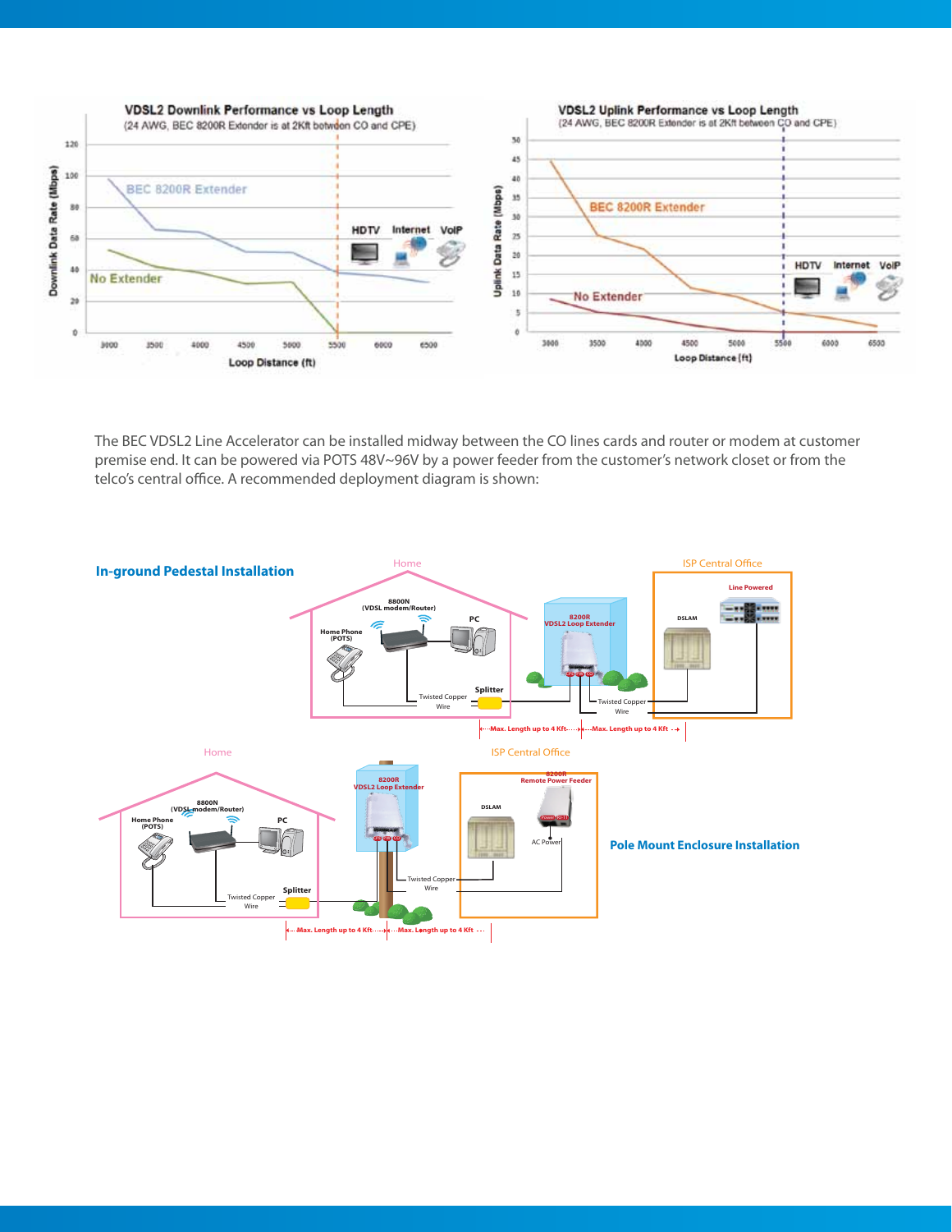VDSL2 Downlink Performance vs Loop Length
(24 AWG, BEC 8200R Extender is at 2Kft between CO and CPE)

VDSL2 Uplink Performance vs Loop Length
(24 AWG, BEC 8200R Extender is at 2Kft between CO and CPE)

The BEC VDSL2 Line Accelerator can be installed midway between the CO lines cards and router or modem at customer premise end. It can be powered via POTS 48V~96V by a power feeder from the customer's network closet or from the telco's central office. A recommended deployment diagram is shown:

**In-ground Pedestal Installation**

**Pole Mount Enclosure Installation**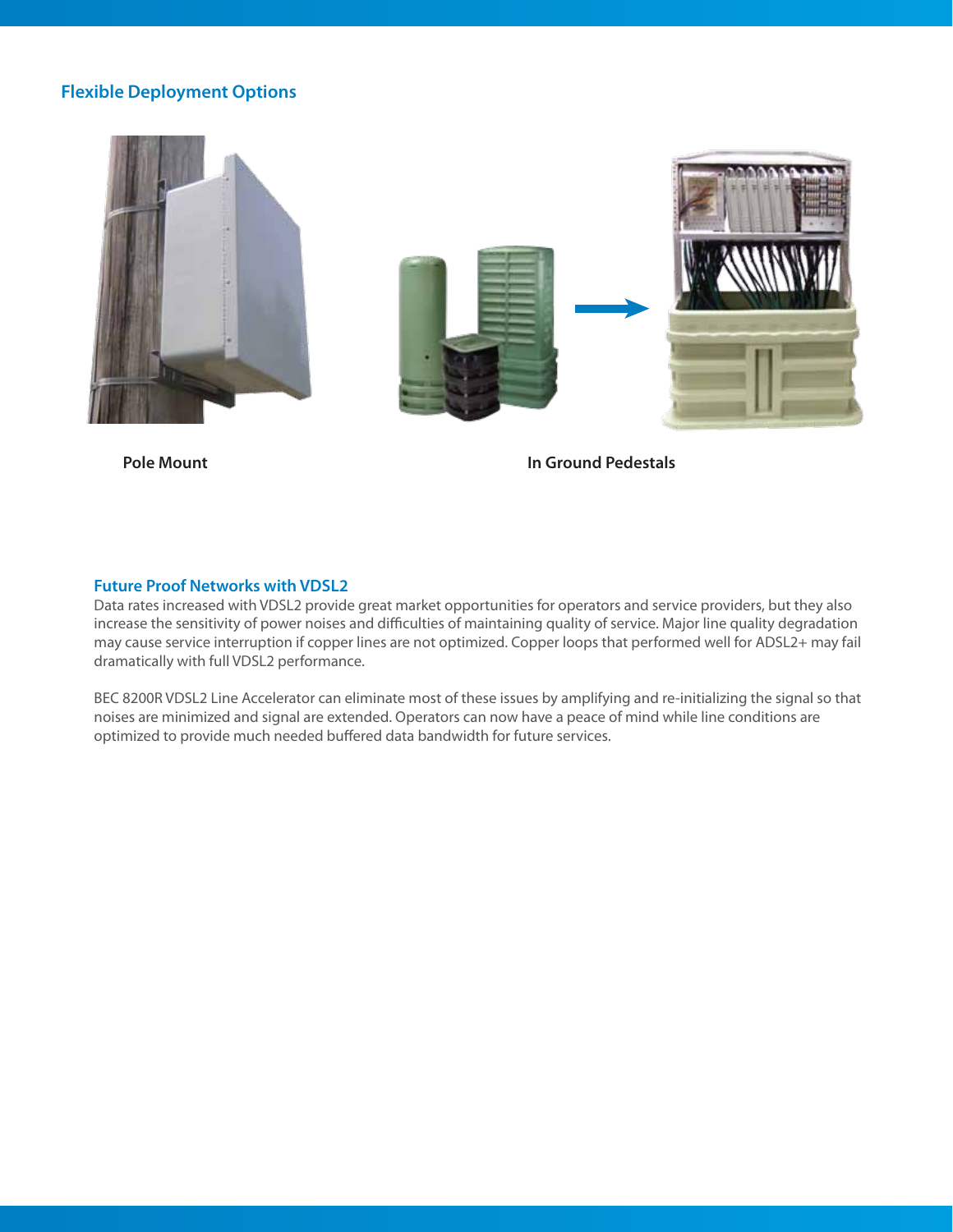## Flexible Deployment Options

**Pole Mount**

**In Ground Pedestals**

### Future Proof Networks with VDSL2

Data rates increased with VDSL2 provide great market opportunities for operators and service providers, but they also increase the sensitivity of power noises and difficulties of maintaining quality of service. Major line quality degradation may cause service interruption if copper lines are not optimized. Copper loops that performed well for ADSL2+ may fail dramatically with full VDSL2 performance.

BEC 8200R VDSL2 Line Accelerator can eliminate most of these issues by amplifying and re-initializing the signal so that noises are minimized and signal are extended. Operators can now have a peace of mind while line conditions are optimized to provide much needed buffered data bandwidth for future services.